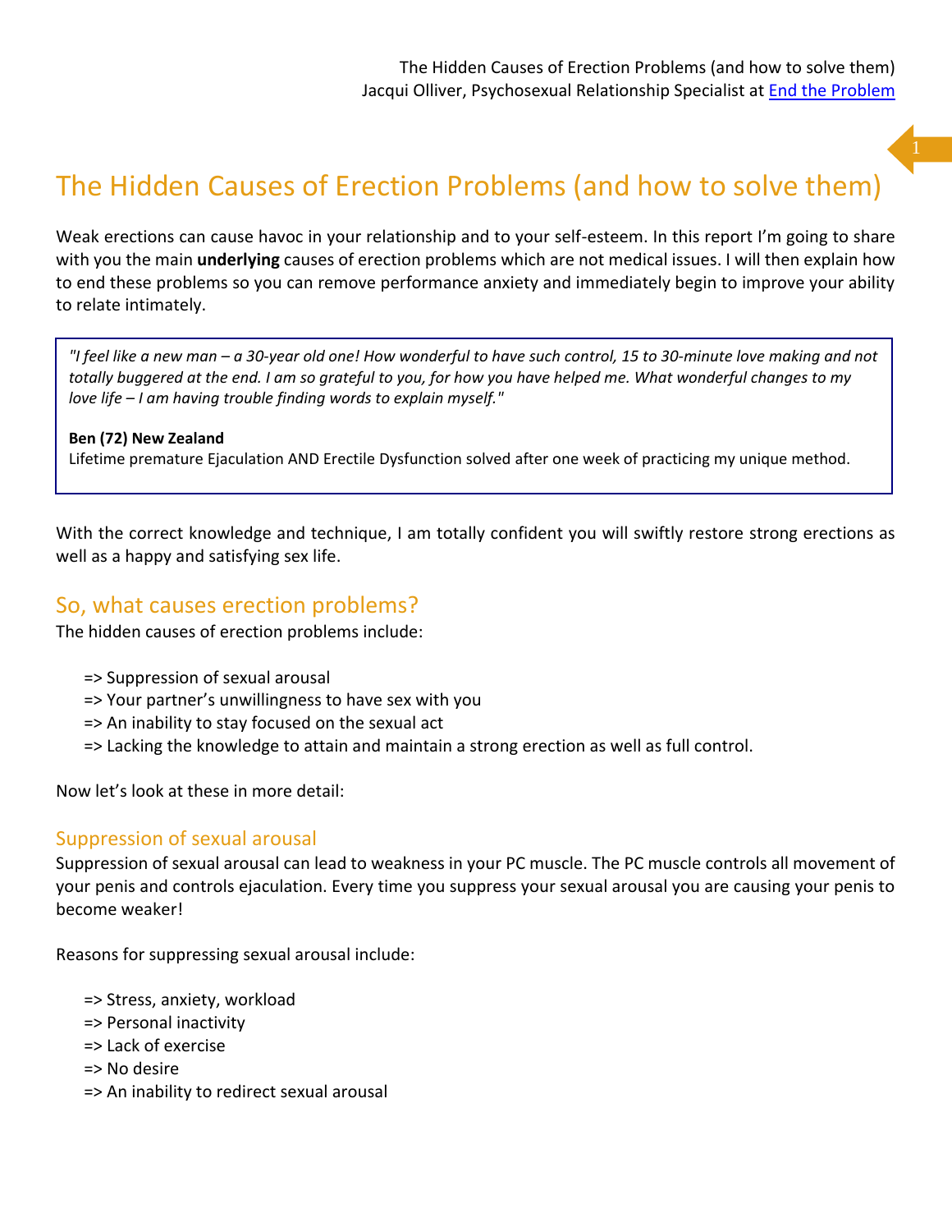# The Hidden Causes of Erection Problems (and how to solve them)

Weak erections can cause havoc in your relationship and to your self-esteem. In this report I'm going to share with you the main **underlying** causes of erection problems which are not medical issues. I will then explain how to end these problems so you can remove performance anxiety and immediately begin to improve your ability to relate intimately.

> *"I feel like a new man – a 30-year old one! How wonderful to have such control, 15 to 30-minute love making and not totally buggered at the end. I am so grateful to you, for how you have helped me. What wonderful changes to my love life – I am having trouble finding words to explain myself."*
>
> **Ben (72) New Zealand**
> Lifetime premature Ejaculation AND Erectile Dysfunction solved after one week of practicing my unique method.

With the correct knowledge and technique, I am totally confident you will swiftly restore strong erections as well as a happy and satisfying sex life.

## So, what causes erection problems?

The hidden causes of erection problems include:

=> Suppression of sexual arousal
=> Your partner's unwillingness to have sex with you
=> An inability to stay focused on the sexual act
=> Lacking the knowledge to attain and maintain a strong erection as well as full control.

Now let's look at these in more detail:

### Suppression of sexual arousal

Suppression of sexual arousal can lead to weakness in your PC muscle. The PC muscle controls all movement of your penis and controls ejaculation. Every time you suppress your sexual arousal you are causing your penis to become weaker!

Reasons for suppressing sexual arousal include:

=> Stress, anxiety, workload
=> Personal inactivity
=> Lack of exercise
=> No desire
=> An inability to redirect sexual arousal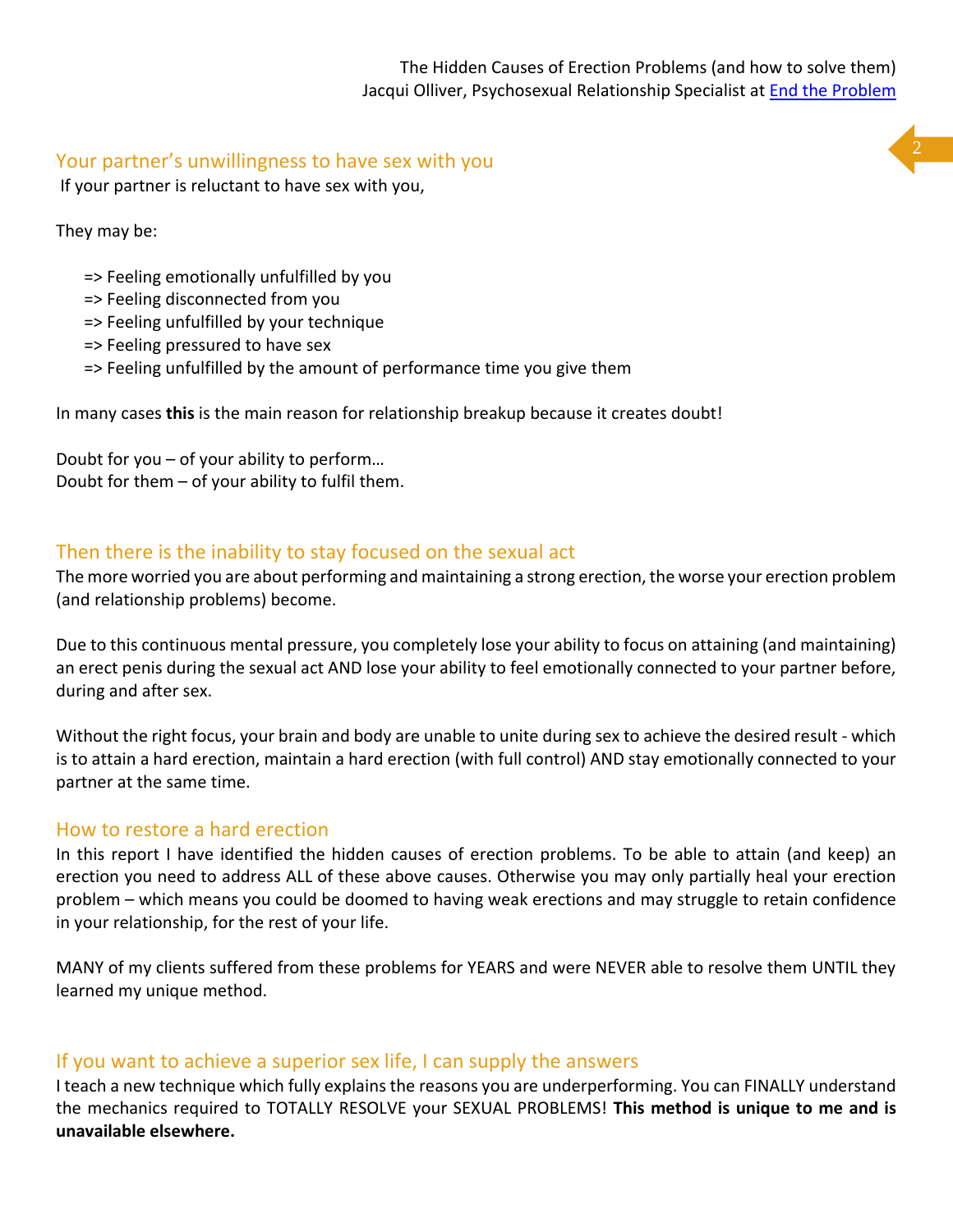## Your partner's unwillingness to have sex with you

If your partner is reluctant to have sex with you,

They may be:

- => Feeling emotionally unfulfilled by you
- => Feeling disconnected from you
- => Feeling unfulfilled by your technique
- => Feeling pressured to have sex
- => Feeling unfulfilled by the amount of performance time you give them

In many cases **this** is the main reason for relationship breakup because it creates doubt!

Doubt for you – of your ability to perform…
Doubt for them – of your ability to fulfil them.

## Then there is the inability to stay focused on the sexual act

The more worried you are about performing and maintaining a strong erection, the worse your erection problem (and relationship problems) become.

Due to this continuous mental pressure, you completely lose your ability to focus on attaining (and maintaining) an erect penis during the sexual act AND lose your ability to feel emotionally connected to your partner before, during and after sex.

Without the right focus, your brain and body are unable to unite during sex to achieve the desired result - which is to attain a hard erection, maintain a hard erection (with full control) AND stay emotionally connected to your partner at the same time.

## How to restore a hard erection

In this report I have identified the hidden causes of erection problems. To be able to attain (and keep) an erection you need to address ALL of these above causes. Otherwise you may only partially heal your erection problem – which means you could be doomed to having weak erections and may struggle to retain confidence in your relationship, for the rest of your life.

MANY of my clients suffered from these problems for YEARS and were NEVER able to resolve them UNTIL they learned my unique method.

## If you want to achieve a superior sex life, I can supply the answers

I teach a new technique which fully explains the reasons you are underperforming. You can FINALLY understand the mechanics required to TOTALLY RESOLVE your SEXUAL PROBLEMS! **This method is unique to me and is unavailable elsewhere.**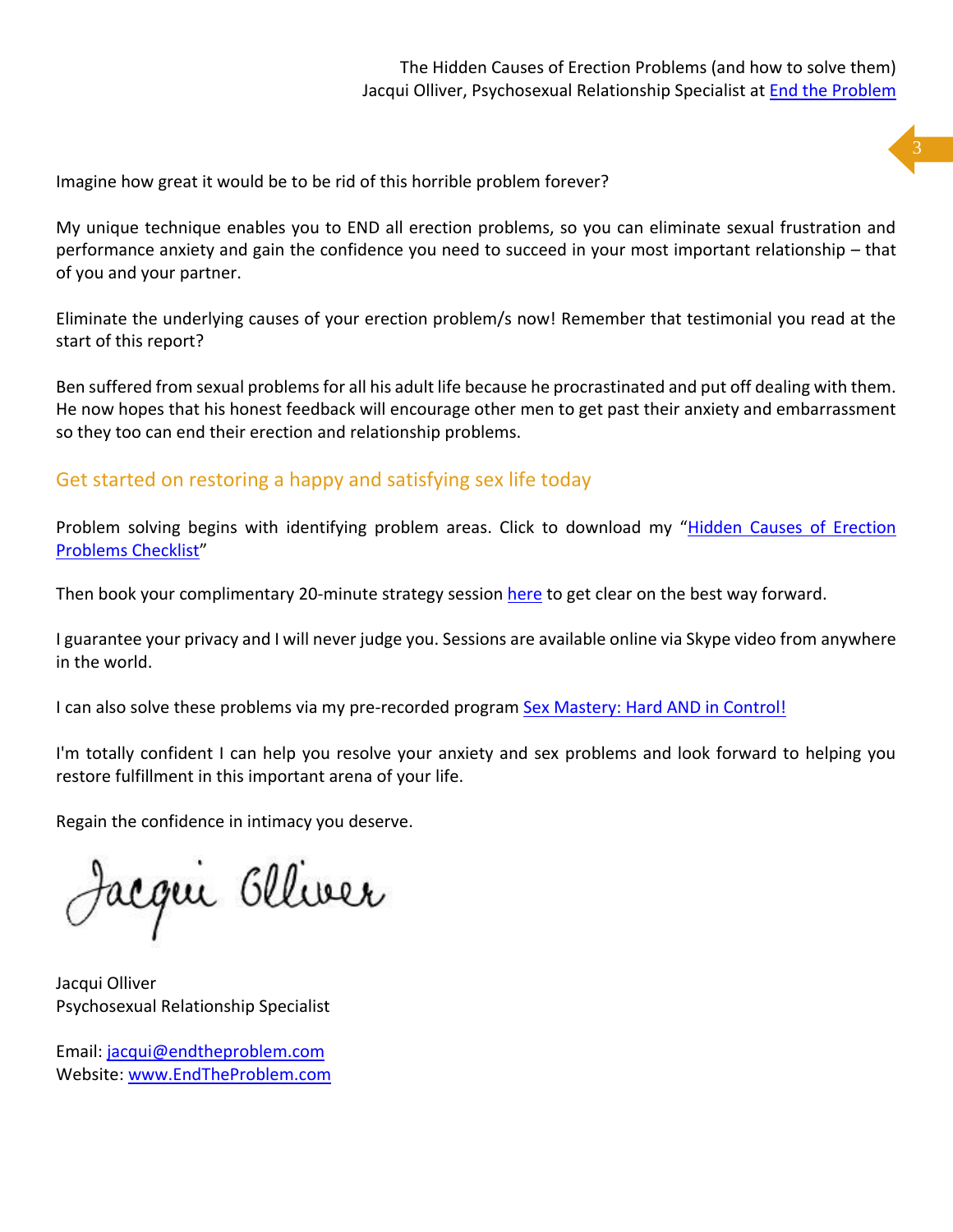Imagine how great it would be to be rid of this horrible problem forever?

My unique technique enables you to END all erection problems, so you can eliminate sexual frustration and performance anxiety and gain the confidence you need to succeed in your most important relationship – that of you and your partner.

Eliminate the underlying causes of your erection problem/s now! Remember that testimonial you read at the start of this report?

Ben suffered from sexual problems for all his adult life because he procrastinated and put off dealing with them. He now hopes that his honest feedback will encourage other men to get past their anxiety and embarrassment so they too can end their erection and relationship problems.

## Get started on restoring a happy and satisfying sex life today

Problem solving begins with identifying problem areas. Click to download my "Hidden Causes of Erection Problems Checklist"

Then book your complimentary 20-minute strategy session here to get clear on the best way forward.

I guarantee your privacy and I will never judge you. Sessions are available online via Skype video from anywhere in the world.

I can also solve these problems via my pre-recorded program Sex Mastery: Hard AND in Control!

I'm totally confident I can help you resolve your anxiety and sex problems and look forward to helping you restore fulfillment in this important arena of your life.

Regain the confidence in intimacy you deserve.

Jacqui Olliver

Jacqui Olliver
Psychosexual Relationship Specialist

Email: jacqui@endtheproblem.com
Website: www.EndTheProblem.com